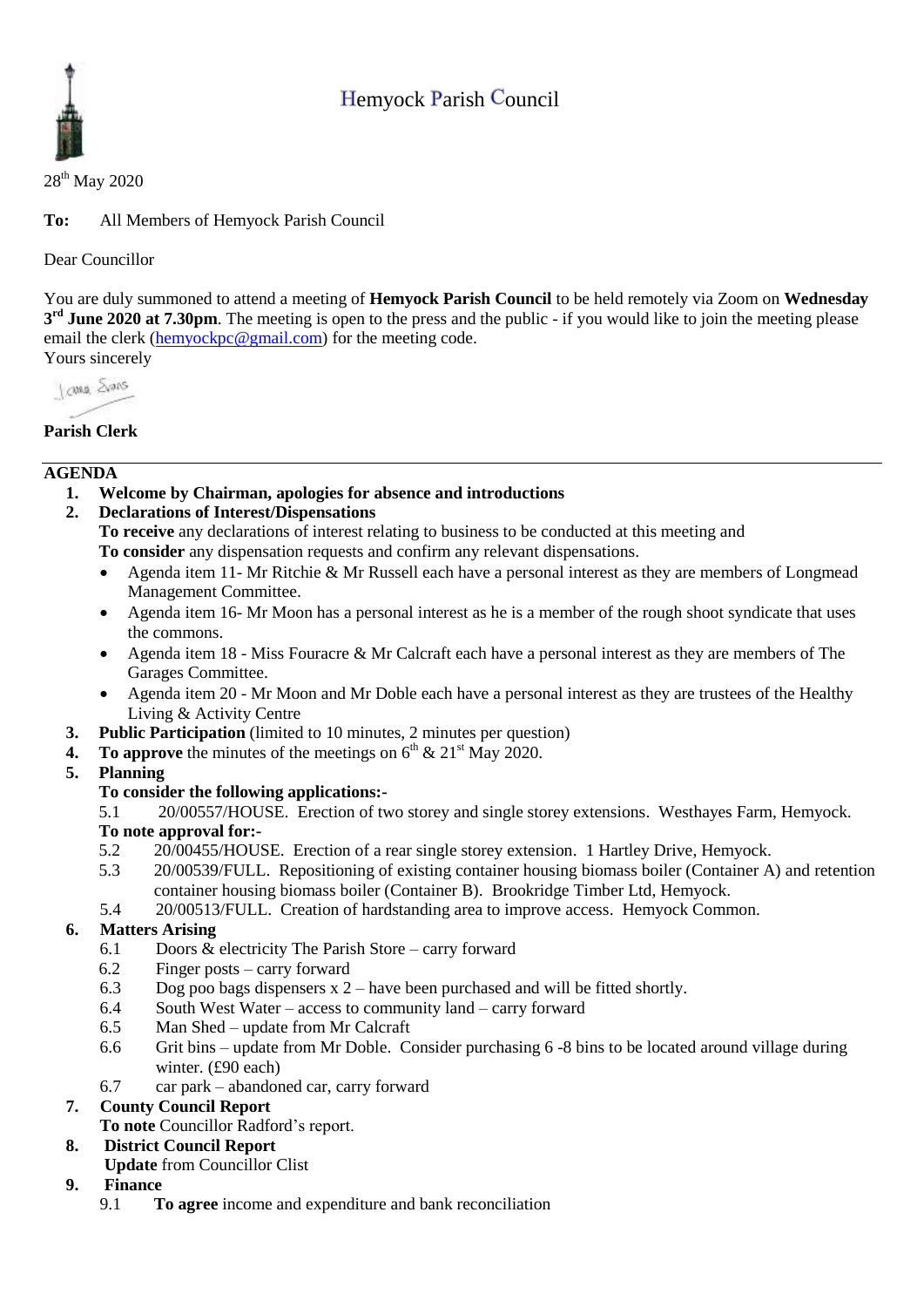# Hemyock Parish Council

28th May 2020

**To:** All Members of Hemyock Parish Council

Dear Councillor

You are duly summoned to attend a meeting of **Hemyock Parish Council** to be held remotely via Zoom on **Wednesday 3rd June 2020 at 7.30pm**. The meeting is open to the press and the public - if you would like to join the meeting please email the clerk (hemyockpc@gmail.com) for the meeting code.

Yours sincerely

**Parish Clerk**

---

**AGENDA**

1. **Welcome by Chairman, apologies for absence and introductions**
2. **Declarations of Interest/Dispensations**
   **To receive** any declarations of interest relating to business to be conducted at this meeting and
   **To consider** any dispensation requests and confirm any relevant dispensations.
   - Agenda item 11- Mr Ritchie & Mr Russell each have a personal interest as they are members of Longmead Management Committee.
   - Agenda item 16- Mr Moon has a personal interest as he is a member of the rough shoot syndicate that uses the commons.
   - Agenda item 18 - Miss Fouracre & Mr Calcraft each have a personal interest as they are members of The Garages Committee.
   - Agenda item 20 - Mr Moon and Mr Doble each have a personal interest as they are trustees of the Healthy Living & Activity Centre
3. **Public Participation** (limited to 10 minutes, 2 minutes per question)
4. **To approve** the minutes of the meetings on 6th & 21st May 2020.
5. **Planning**
   **To consider the following applications:-**
   5.1 20/00557/HOUSE. Erection of two storey and single storey extensions. Westhayes Farm, Hemyock.
   **To note approval for:-**
   5.2 20/00455/HOUSE. Erection of a rear single storey extension. 1 Hartley Drive, Hemyock.
   5.3 20/00539/FULL. Repositioning of existing container housing biomass boiler (Container A) and retention container housing biomass boiler (Container B). Brookridge Timber Ltd, Hemyock.
   5.4 20/00513/FULL. Creation of hardstanding area to improve access. Hemyock Common.
6. **Matters Arising**
   6.1 Doors & electricity The Parish Store – carry forward
   6.2 Finger posts – carry forward
   6.3 Dog poo bags dispensers x 2 – have been purchased and will be fitted shortly.
   6.4 South West Water – access to community land – carry forward
   6.5 Man Shed – update from Mr Calcraft
   6.6 Grit bins – update from Mr Doble. Consider purchasing 6 -8 bins to be located around village during winter. (£90 each)
   6.7 car park – abandoned car, carry forward
7. **County Council Report**
   **To note** Councillor Radford's report.
8. **District Council Report**
   **Update** from Councillor Clist
9. **Finance**
   9.1 **To agree** income and expenditure and bank reconciliation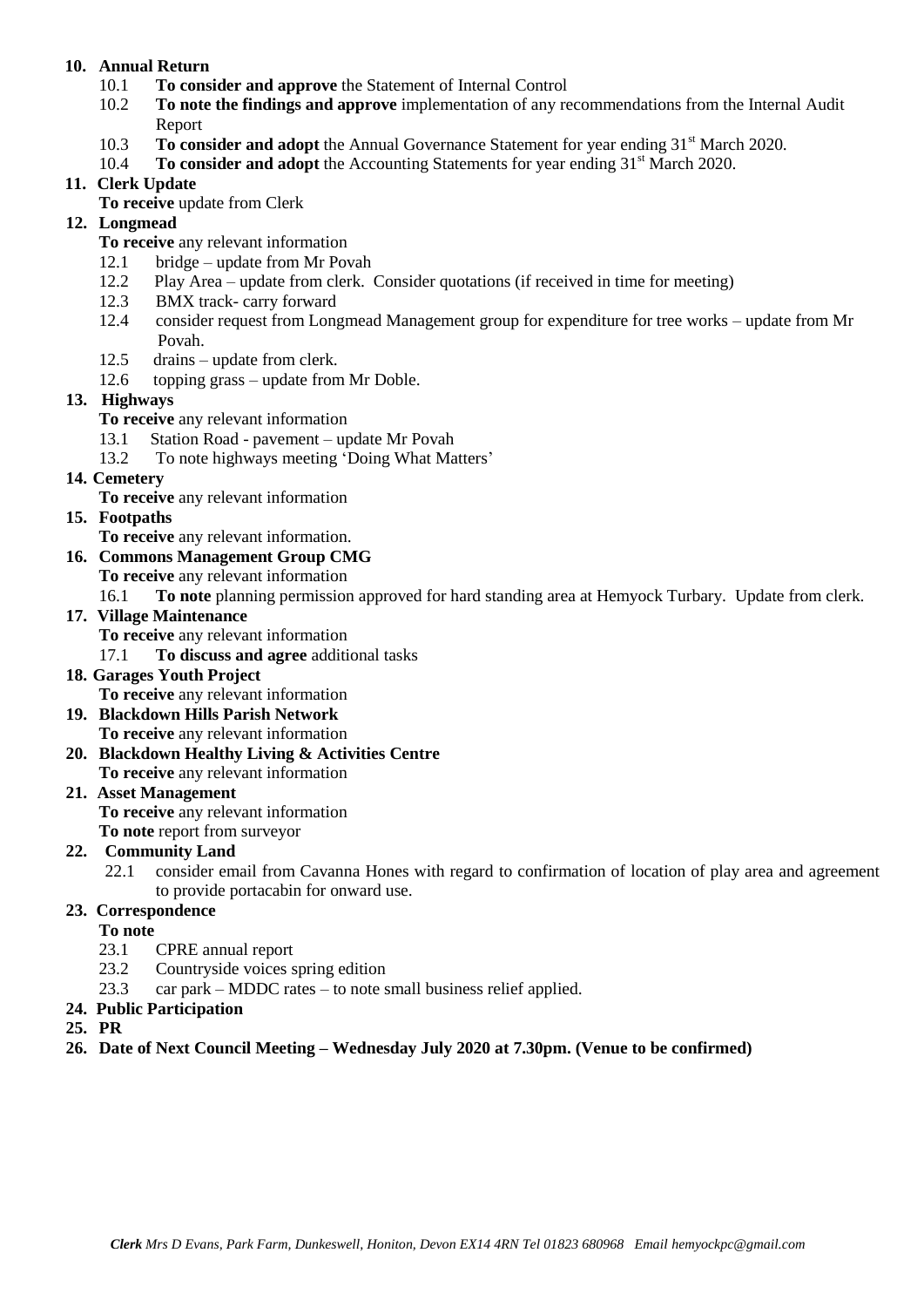**10. Annual Return**

- 10.1 **To consider and approve** the Statement of Internal Control
- 10.2 **To note the findings and approve** implementation of any recommendations from the Internal Audit Report
- 10.3 **To consider and adopt** the Annual Governance Statement for year ending 31st March 2020.
- 10.4 **To consider and adopt** the Accounting Statements for year ending 31st March 2020.

**11. Clerk Update**

**To receive** update from Clerk

**12. Longmead**

**To receive** any relevant information

- 12.1 bridge – update from Mr Povah
- 12.2 Play Area – update from clerk. Consider quotations (if received in time for meeting)
- 12.3 BMX track- carry forward
- 12.4 consider request from Longmead Management group for expenditure for tree works – update from Mr Povah.
- 12.5 drains – update from clerk.
- 12.6 topping grass – update from Mr Doble.

**13. Highways**

**To receive** any relevant information

- 13.1 Station Road - pavement – update Mr Povah
- 13.2 To note highways meeting 'Doing What Matters'

**14. Cemetery**

**To receive** any relevant information

**15. Footpaths**

**To receive** any relevant information.

**16. Commons Management Group CMG**

**To receive** any relevant information

- 16.1 **To note** planning permission approved for hard standing area at Hemyock Turbary. Update from clerk.

**17. Village Maintenance**

**To receive** any relevant information

- 17.1 **To discuss and agree** additional tasks

**18. Garages Youth Project**

**To receive** any relevant information

**19. Blackdown Hills Parish Network**

**To receive** any relevant information

**20. Blackdown Healthy Living & Activities Centre**

**To receive** any relevant information

**21. Asset Management**

**To receive** any relevant information

**To note** report from surveyor

**22. Community Land**

- 22.1 consider email from Cavanna Hones with regard to confirmation of location of play area and agreement to provide portacabin for onward use.

**23. Correspondence**

**To note**

- 23.1 CPRE annual report
- 23.2 Countryside voices spring edition
- 23.3 car park – MDDC rates – to note small business relief applied.

**24. Public Participation**

**25. PR**

**26. Date of Next Council Meeting – Wednesday July 2020 at 7.30pm. (Venue to be confirmed)**

*Clerk Mrs D Evans, Park Farm, Dunkeswell, Honiton, Devon EX14 4RN Tel 01823 680968 Email hemyockpc@gmail.com*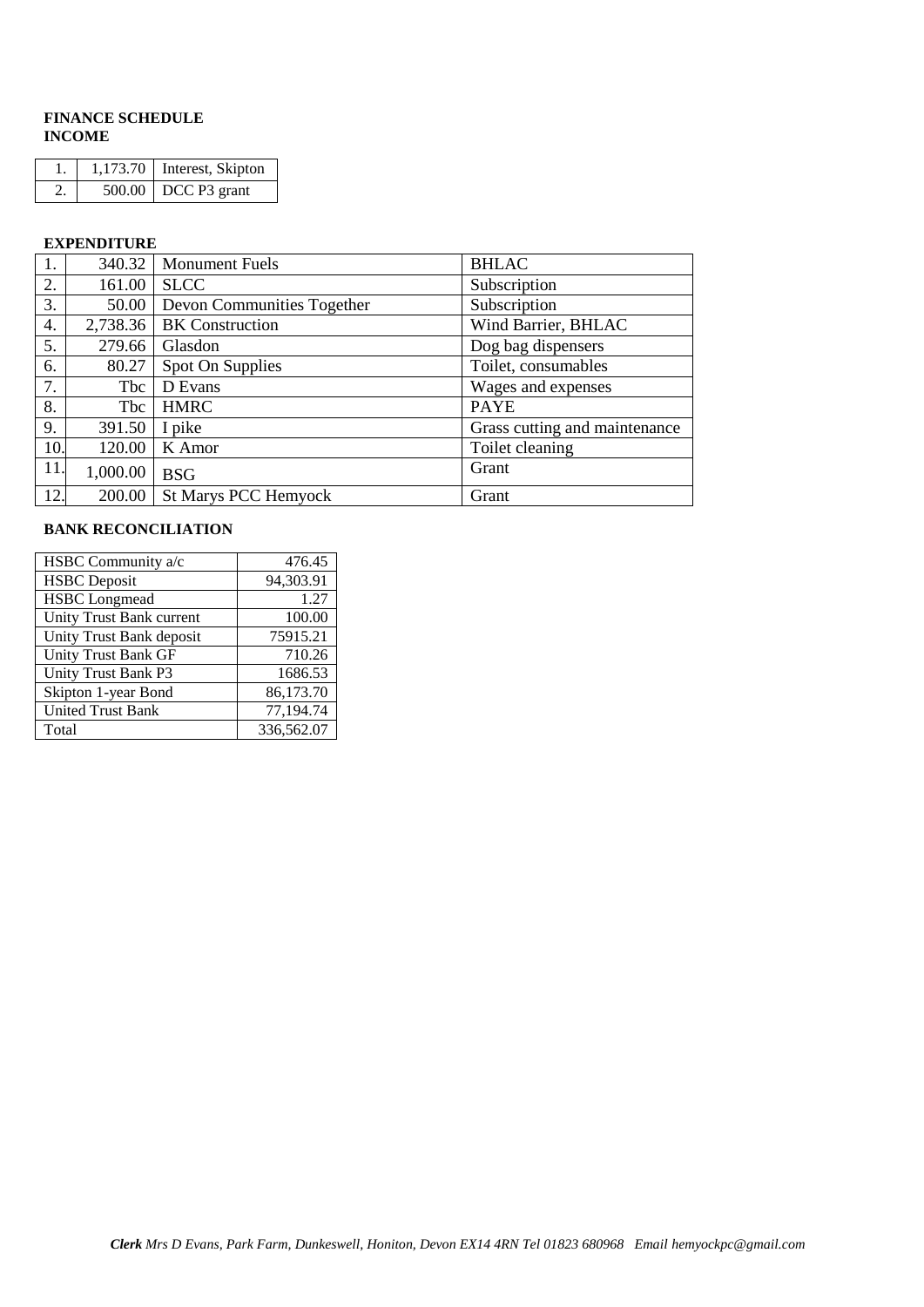**FINANCE SCHEDULE**
**INCOME**

| | | |
|---|---|---|
| 1. | 1,173.70 | Interest, Skipton |
| 2. | 500.00 | DCC P3 grant |

**EXPENDITURE**

| | | | |
|---|---|---|---|
| 1. | 340.32 | Monument Fuels | BHLAC |
| 2. | 161.00 | SLCC | Subscription |
| 3. | 50.00 | Devon Communities Together | Subscription |
| 4. | 2,738.36 | BK Construction | Wind Barrier, BHLAC |
| 5. | 279.66 | Glasdon | Dog bag dispensers |
| 6. | 80.27 | Spot On Supplies | Toilet, consumables |
| 7. | Tbc | D Evans | Wages and expenses |
| 8. | Tbc | HMRC | PAYE |
| 9. | 391.50 | I pike | Grass cutting and maintenance |
| 10. | 120.00 | K Amor | Toilet cleaning |
| 11. | 1,000.00 | BSG | Grant |
| 12. | 200.00 | St Marys PCC Hemyock | Grant |

**BANK RECONCILIATION**

| | |
|---|---|
| HSBC Community a/c | 476.45 |
| HSBC Deposit | 94,303.91 |
| HSBC Longmead | 1.27 |
| Unity Trust Bank current | 100.00 |
| Unity Trust Bank deposit | 75915.21 |
| Unity Trust Bank GF | 710.26 |
| Unity Trust Bank P3 | 1686.53 |
| Skipton 1-year Bond | 86,173.70 |
| United Trust Bank | 77,194.74 |
| Total | 336,562.07 |

***Clerk** Mrs D Evans, Park Farm, Dunkeswell, Honiton, Devon EX14 4RN Tel 01823 680968 Email hemyockpc@gmail.com*